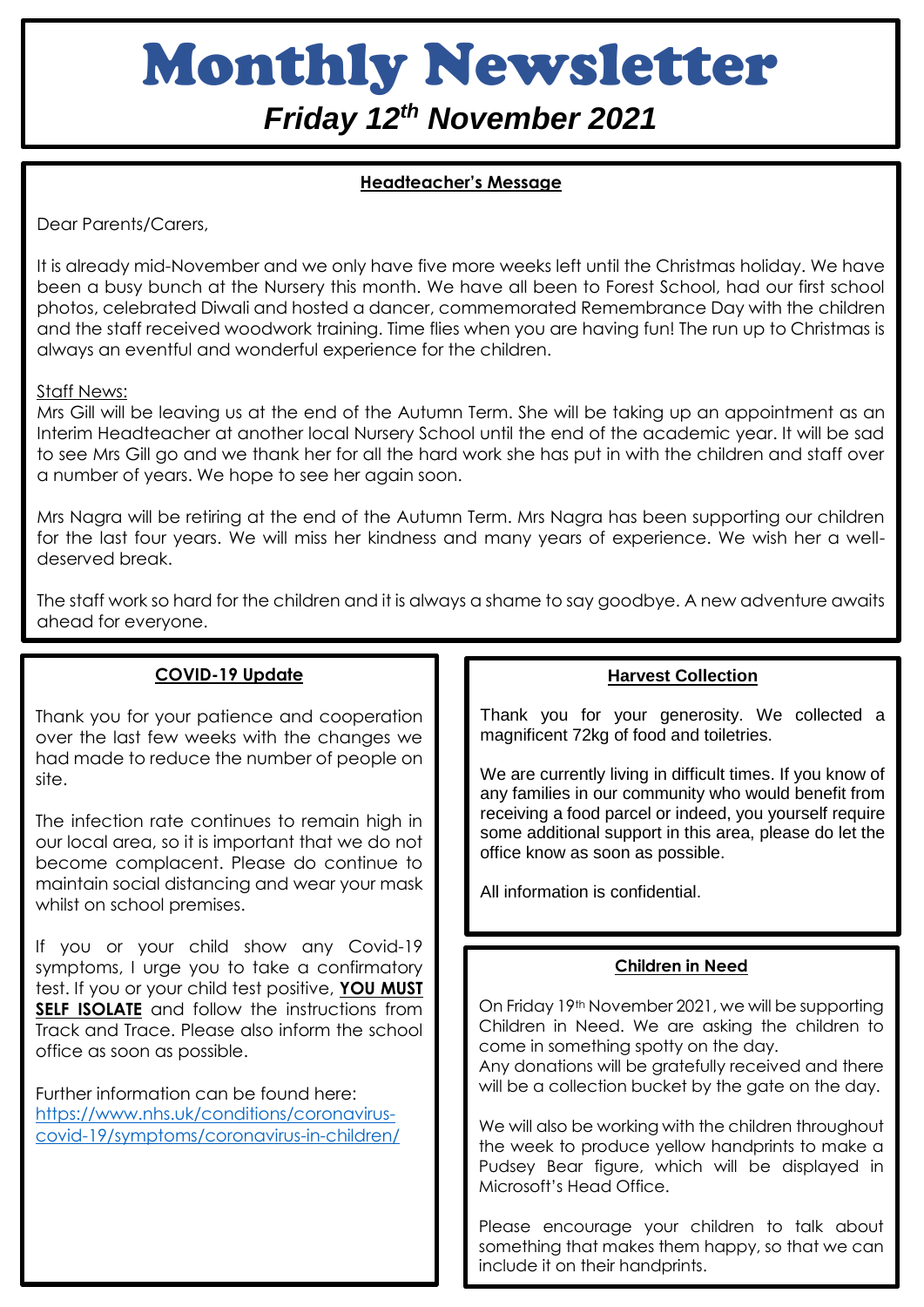# Monthly Newsletter

## *Friday 12th November 2021*

### Headteacher's Message

Dear Parents/Carers,

It is already mid-November and we only have five more weeks left until the Christmas holiday. We have been a busy bunch at the Nursery this month. We have all been to Forest School, had our first school photos, celebrated Diwali and hosted a dancer, commemorated Remembrance Day with the children and the staff received woodwork training. Time flies when you are having fun! The run up to Christmas is always an eventful and wonderful experience for the children.

Staff News:

Mrs Gill will be leaving us at the end of the Autumn Term. She will be taking up an appointment as an Interim Headteacher at another local Nursery School until the end of the academic year. It will be sad to see Mrs Gill go and we thank her for all the hard work she has put in with the children and staff over a number of years. We hope to see her again soon.

Mrs Nagra will be retiring at the end of the Autumn Term. Mrs Nagra has been supporting our children for the last four years. We will miss her kindness and many years of experience. We wish her a well-deserved break.

The staff work so hard for the children and it is always a shame to say goodbye. A new adventure awaits ahead for everyone.

### COVID-19 Update

Thank you for your patience and cooperation over the last few weeks with the changes we had made to reduce the number of people on site.

The infection rate continues to remain high in our local area, so it is important that we do not become complacent. Please do continue to maintain social distancing and wear your mask whilst on school premises.

If you or your child show any Covid-19 symptoms, I urge you to take a confirmatory test. If you or your child test positive, **YOU MUST SELF ISOLATE** and follow the instructions from Track and Trace. Please also inform the school office as soon as possible.

Further information can be found here:
https://www.nhs.uk/conditions/coronavirus-covid-19/symptoms/coronavirus-in-children/

### Harvest Collection

Thank you for your generosity. We collected a magnificent 72kg of food and toiletries.

We are currently living in difficult times. If you know of any families in our community who would benefit from receiving a food parcel or indeed, you yourself require some additional support in this area, please do let the office know as soon as possible.

All information is confidential.

### Children in Need

On Friday 19th November 2021, we will be supporting Children in Need. We are asking the children to come in something spotty on the day.
Any donations will be gratefully received and there will be a collection bucket by the gate on the day.

We will also be working with the children throughout the week to produce yellow handprints to make a Pudsey Bear figure, which will be displayed in Microsoft's Head Office.

Please encourage your children to talk about something that makes them happy, so that we can include it on their handprints.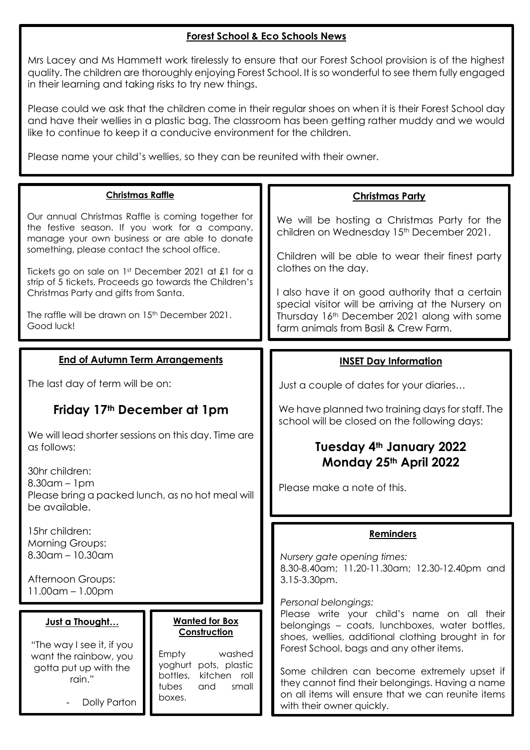## Forest School & Eco Schools News

Mrs Lacey and Ms Hammett work tirelessly to ensure that our Forest School provision is of the highest quality. The children are thoroughly enjoying Forest School. It is so wonderful to see them fully engaged in their learning and taking risks to try new things.

Please could we ask that the children come in their regular shoes on when it is their Forest School day and have their wellies in a plastic bag. The classroom has been getting rather muddy and we would like to continue to keep it a conducive environment for the children.

Please name your child's wellies, so they can be reunited with their owner.

## Christmas Raffle

Our annual Christmas Raffle is coming together for the festive season. If you work for a company, manage your own business or are able to donate something, please contact the school office.

Tickets go on sale on 1st December 2021 at £1 for a strip of 5 tickets. Proceeds go towards the Children's Christmas Party and gifts from Santa.

The raffle will be drawn on 15th December 2021. Good luck!

## Christmas Party

We will be hosting a Christmas Party for the children on Wednesday 15th December 2021.

Children will be able to wear their finest party clothes on the day.

I also have it on good authority that a certain special visitor will be arriving at the Nursery on Thursday 16th December 2021 along with some farm animals from Basil & Crew Farm.

## End of Autumn Term Arrangements

The last day of term will be on:

**Friday 17th December at 1pm**

We will lead shorter sessions on this day. Time are as follows:

30hr children:
8.30am – 1pm
Please bring a packed lunch, as no hot meal will be available.

15hr children:
Morning Groups:
8.30am – 10.30am

Afternoon Groups:
11.00am – 1.00pm

## INSET Day Information

Just a couple of dates for your diaries…

We have planned two training days for staff. The school will be closed on the following days:

**Tuesday 4th January 2022**
**Monday 25th April 2022**

Please make a note of this.

## Just a Thought…

"The way I see it, if you want the rainbow, you gotta put up with the rain."

- Dolly Parton

## Wanted for Box Construction

Empty washed yoghurt pots, plastic bottles, kitchen roll tubes and small boxes.

## Reminders

*Nursery gate opening times:*
8.30-8.40am; 11.20-11.30am; 12.30-12.40pm and 3.15-3.30pm.

*Personal belongings:*
Please write your child's name on all their belongings – coats, lunchboxes, water bottles, shoes, wellies, additional clothing brought in for Forest School, bags and any other items.

Some children can become extremely upset if they cannot find their belongings. Having a name on all items will ensure that we can reunite items with their owner quickly.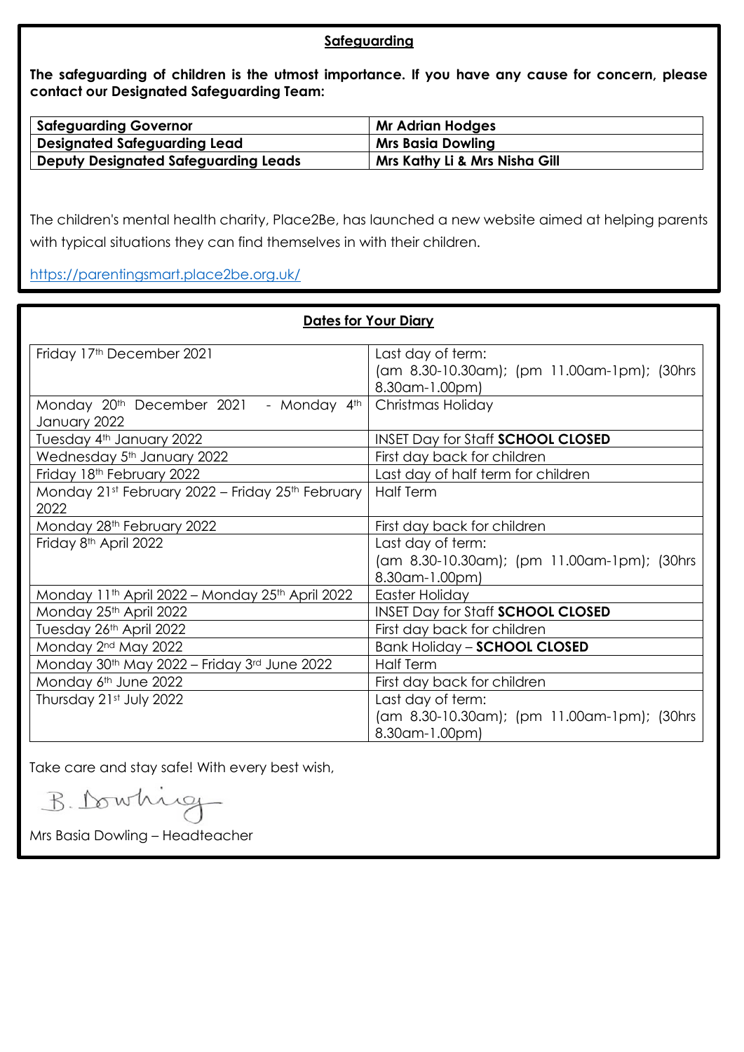## Safeguarding

**The safeguarding of children is the utmost importance. If you have any cause for concern, please contact our Designated Safeguarding Team:**

| | |
|---|---|
| **Safeguarding Governor** | **Mr Adrian Hodges** |
| **Designated Safeguarding Lead** | **Mrs Basia Dowling** |
| **Deputy Designated Safeguarding Leads** | **Mrs Kathy Li & Mrs Nisha Gill** |

The children's mental health charity, Place2Be, has launched a new website aimed at helping parents with typical situations they can find themselves in with their children.

https://parentingsmart.place2be.org.uk/

## Dates for Your Diary

| | |
|---|---|
| Friday 17th December 2021 | Last day of term: (am 8.30-10.30am); (pm 11.00am-1pm); (30hrs 8.30am-1.00pm) |
| Monday 20th December 2021 - Monday 4th January 2022 | Christmas Holiday |
| Tuesday 4th January 2022 | INSET Day for Staff **SCHOOL CLOSED** |
| Wednesday 5th January 2022 | First day back for children |
| Friday 18th February 2022 | Last day of half term for children |
| Monday 21st February 2022 – Friday 25th February 2022 | Half Term |
| Monday 28th February 2022 | First day back for children |
| Friday 8th April 2022 | Last day of term: (am 8.30-10.30am); (pm 11.00am-1pm); (30hrs 8.30am-1.00pm) |
| Monday 11th April 2022 – Monday 25th April 2022 | Easter Holiday |
| Monday 25th April 2022 | INSET Day for Staff **SCHOOL CLOSED** |
| Tuesday 26th April 2022 | First day back for children |
| Monday 2nd May 2022 | Bank Holiday – **SCHOOL CLOSED** |
| Monday 30th May 2022 – Friday 3rd June 2022 | Half Term |
| Monday 6th June 2022 | First day back for children |
| Thursday 21st July 2022 | Last day of term: (am 8.30-10.30am); (pm 11.00am-1pm); (30hrs 8.30am-1.00pm) |

Take care and stay safe! With every best wish,

B. Dowling

Mrs Basia Dowling – Headteacher